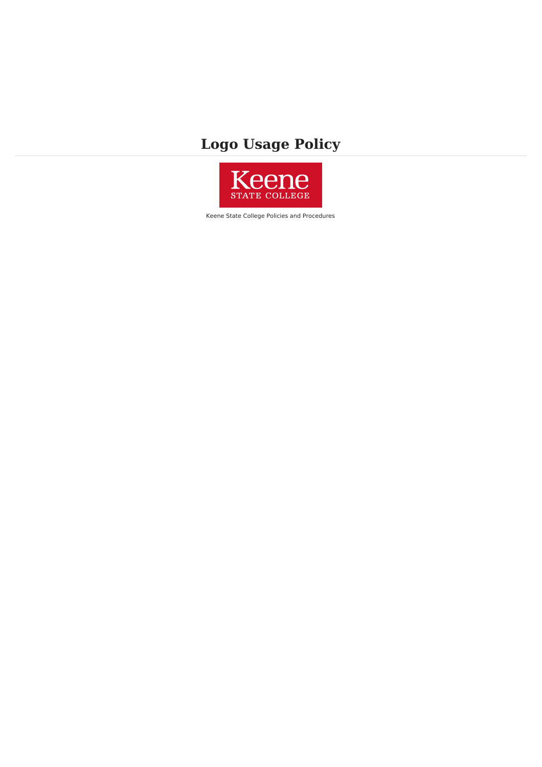# Logo Usage Policy

Keene State College Policies and Procedures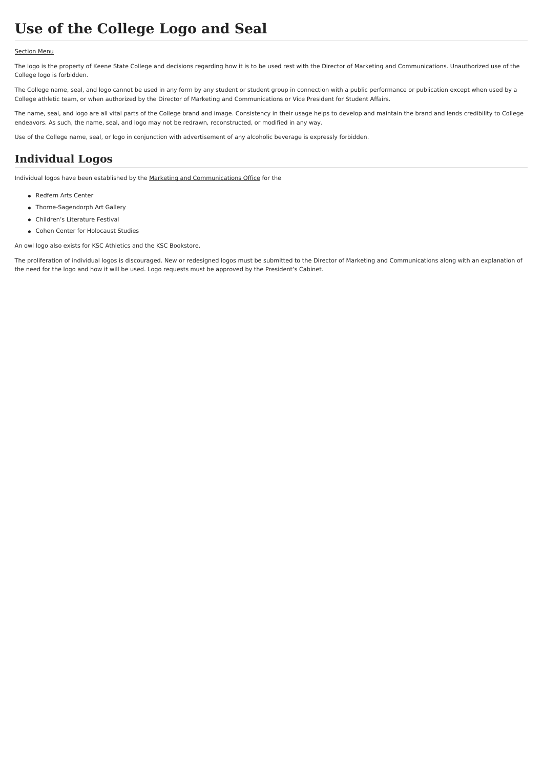# Use of the College Logo and Seal

Section Menu

The logo is the property of Keene State College and decisions regarding how it is to be used rest with the Director of Marketing and Communications. Unauthorized use of the College logo is forbidden.

The College name, seal, and logo cannot be used in any form by any student or student group in connection with a public performance or publication except when used by a College athletic team, or when authorized by the Director of Marketing and Communications or Vice President for Student Affairs.

The name, seal, and logo are all vital parts of the College brand and image. Consistency in their usage helps to develop and maintain the brand and lends credibility to College endeavors. As such, the name, seal, and logo may not be redrawn, reconstructed, or modified in any way.

Use of the College name, seal, or logo in conjunction with advertisement of any alcoholic beverage is expressly forbidden.

## Individual Logos

Individual logos have been established by the Marketing and Communications Office for the

- Redfern Arts Center
- Thorne-Sagendorph Art Gallery
- Children's Literature Festival
- Cohen Center for Holocaust Studies

An owl logo also exists for KSC Athletics and the KSC Bookstore.

The proliferation of individual logos is discouraged. New or redesigned logos must be submitted to the Director of Marketing and Communications along with an explanation of the need for the logo and how it will be used. Logo requests must be approved by the President's Cabinet.